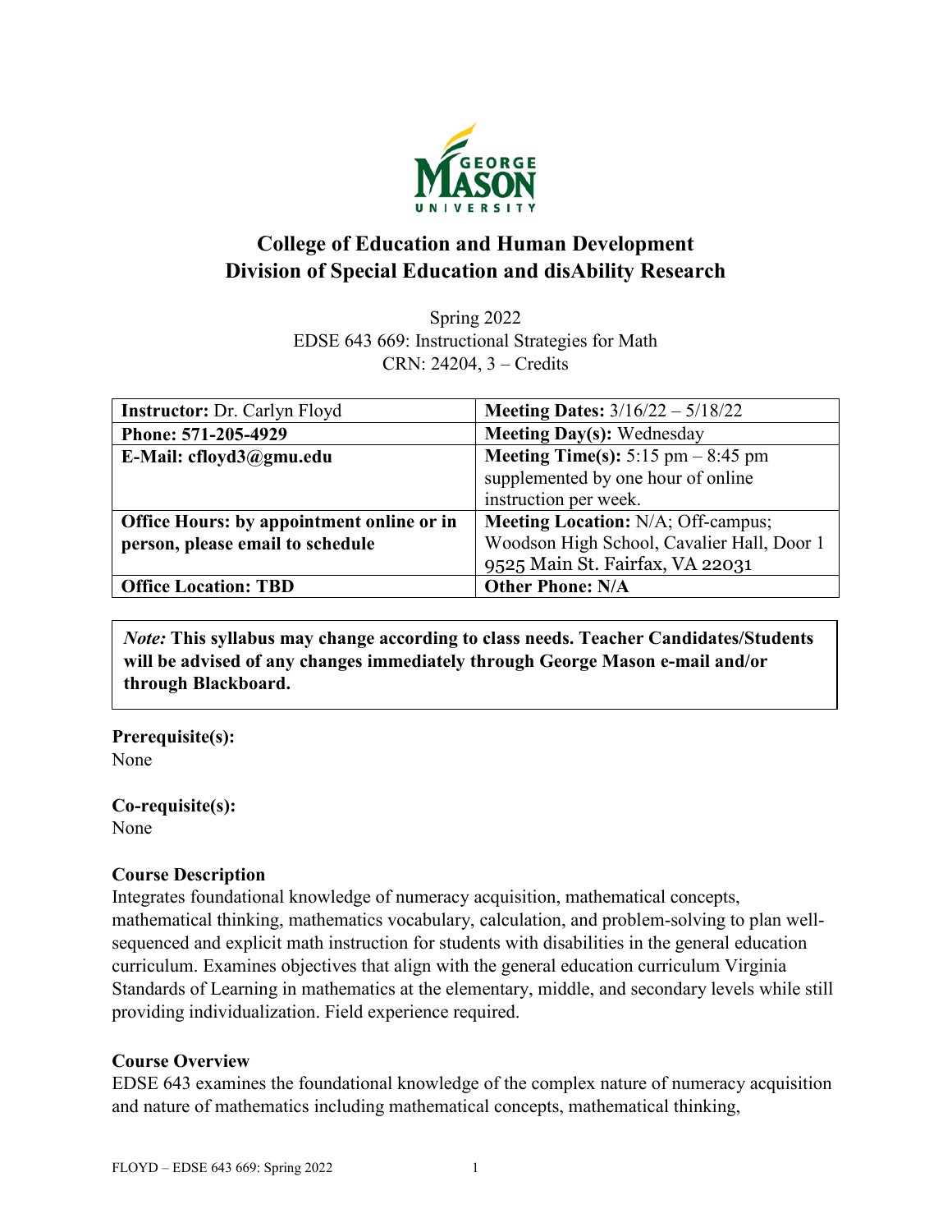# College of Education and Human Development
# Division of Special Education and disAbility Research

Spring 2022
EDSE 643 669: Instructional Strategies for Math
CRN: 24204, 3 – Credits

| **Instructor:** Dr. Carlyn Floyd | **Meeting Dates:** 3/16/22 – 5/18/22 |
|---|---|
| **Phone: 571-205-4929** | **Meeting Day(s):** Wednesday |
| **E-Mail: cfloyd3@gmu.edu** | **Meeting Time(s):** 5:15 pm – 8:45 pm supplemented by one hour of online instruction per week. |
| **Office Hours: by appointment online or in person, please email to schedule** | **Meeting Location:** N/A; Off-campus; Woodson High School, Cavalier Hall, Door 1 9525 Main St. Fairfax, VA 22031 |
| **Office Location: TBD** | **Other Phone: N/A** |

*Note:* **This syllabus may change according to class needs. Teacher Candidates/Students will be advised of any changes immediately through George Mason e-mail and/or through Blackboard.**

**Prerequisite(s):**
None

**Co-requisite(s):**
None

**Course Description**
Integrates foundational knowledge of numeracy acquisition, mathematical concepts, mathematical thinking, mathematics vocabulary, calculation, and problem-solving to plan well-sequenced and explicit math instruction for students with disabilities in the general education curriculum. Examines objectives that align with the general education curriculum Virginia Standards of Learning in mathematics at the elementary, middle, and secondary levels while still providing individualization. Field experience required.

**Course Overview**
EDSE 643 examines the foundational knowledge of the complex nature of numeracy acquisition and nature of mathematics including mathematical concepts, mathematical thinking,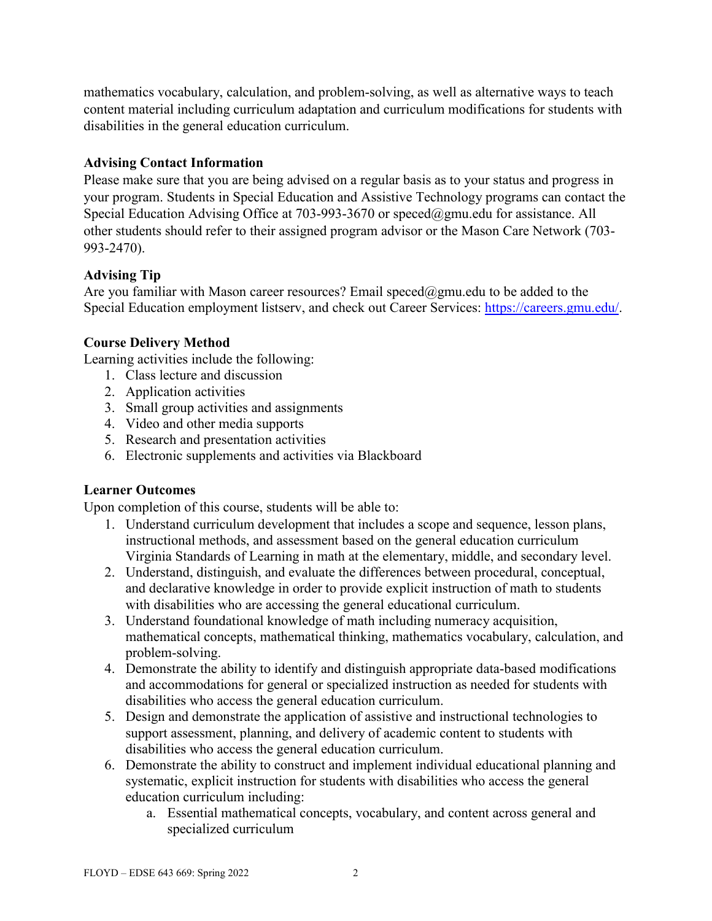mathematics vocabulary, calculation, and problem-solving, as well as alternative ways to teach content material including curriculum adaptation and curriculum modifications for students with disabilities in the general education curriculum.

**Advising Contact Information**

Please make sure that you are being advised on a regular basis as to your status and progress in your program. Students in Special Education and Assistive Technology programs can contact the Special Education Advising Office at 703-993-3670 or speced@gmu.edu for assistance. All other students should refer to their assigned program advisor or the Mason Care Network (703-993-2470).

**Advising Tip**

Are you familiar with Mason career resources? Email speced@gmu.edu to be added to the Special Education employment listserv, and check out Career Services: https://careers.gmu.edu/.

**Course Delivery Method**

Learning activities include the following:

1. Class lecture and discussion
2. Application activities
3. Small group activities and assignments
4. Video and other media supports
5. Research and presentation activities
6. Electronic supplements and activities via Blackboard

**Learner Outcomes**

Upon completion of this course, students will be able to:

1. Understand curriculum development that includes a scope and sequence, lesson plans, instructional methods, and assessment based on the general education curriculum Virginia Standards of Learning in math at the elementary, middle, and secondary level.
2. Understand, distinguish, and evaluate the differences between procedural, conceptual, and declarative knowledge in order to provide explicit instruction of math to students with disabilities who are accessing the general educational curriculum.
3. Understand foundational knowledge of math including numeracy acquisition, mathematical concepts, mathematical thinking, mathematics vocabulary, calculation, and problem-solving.
4. Demonstrate the ability to identify and distinguish appropriate data-based modifications and accommodations for general or specialized instruction as needed for students with disabilities who access the general education curriculum.
5. Design and demonstrate the application of assistive and instructional technologies to support assessment, planning, and delivery of academic content to students with disabilities who access the general education curriculum.
6. Demonstrate the ability to construct and implement individual educational planning and systematic, explicit instruction for students with disabilities who access the general education curriculum including:
    a. Essential mathematical concepts, vocabulary, and content across general and specialized curriculum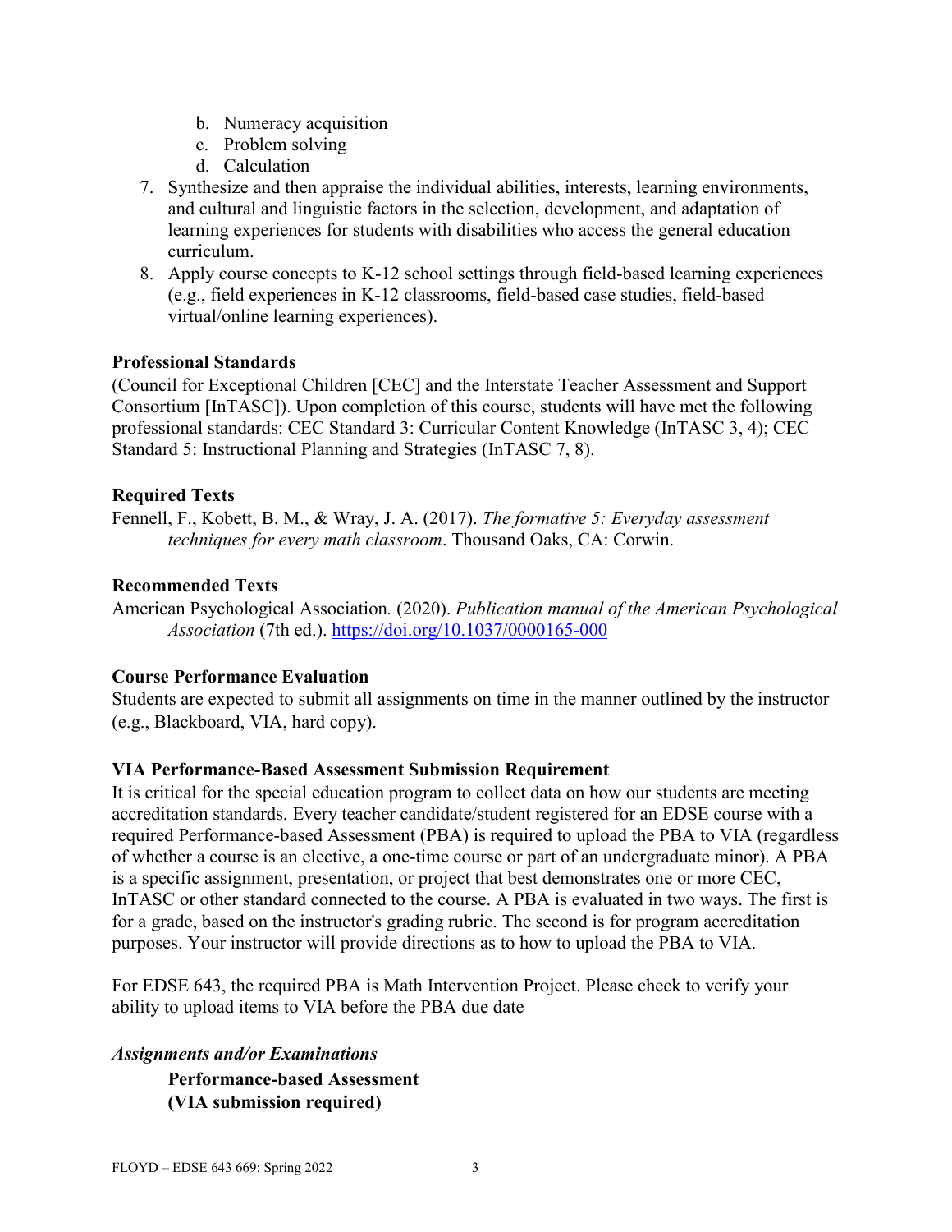b. Numeracy acquisition
   c. Problem solving
   d. Calculation
7. Synthesize and then appraise the individual abilities, interests, learning environments, and cultural and linguistic factors in the selection, development, and adaptation of learning experiences for students with disabilities who access the general education curriculum.
8. Apply course concepts to K-12 school settings through field-based learning experiences (e.g., field experiences in K-12 classrooms, field-based case studies, field-based virtual/online learning experiences).

**Professional Standards**

(Council for Exceptional Children [CEC] and the Interstate Teacher Assessment and Support Consortium [InTASC]). Upon completion of this course, students will have met the following professional standards: CEC Standard 3: Curricular Content Knowledge (InTASC 3, 4); CEC Standard 5: Instructional Planning and Strategies (InTASC 7, 8).

**Required Texts**

Fennell, F., Kobett, B. M., & Wray, J. A. (2017). *The formative 5: Everyday assessment techniques for every math classroom*. Thousand Oaks, CA: Corwin.

**Recommended Texts**

American Psychological Association. (2020). *Publication manual of the American Psychological Association* (7th ed.). https://doi.org/10.1037/0000165-000

**Course Performance Evaluation**

Students are expected to submit all assignments on time in the manner outlined by the instructor (e.g., Blackboard, VIA, hard copy).

**VIA Performance-Based Assessment Submission Requirement**

It is critical for the special education program to collect data on how our students are meeting accreditation standards. Every teacher candidate/student registered for an EDSE course with a required Performance-based Assessment (PBA) is required to upload the PBA to VIA (regardless of whether a course is an elective, a one-time course or part of an undergraduate minor). A PBA is a specific assignment, presentation, or project that best demonstrates one or more CEC, InTASC or other standard connected to the course. A PBA is evaluated in two ways. The first is for a grade, based on the instructor's grading rubric. The second is for program accreditation purposes. Your instructor will provide directions as to how to upload the PBA to VIA.

For EDSE 643, the required PBA is Math Intervention Project. Please check to verify your ability to upload items to VIA before the PBA due date

***Assignments and/or Examinations***

**Performance-based Assessment (VIA submission required)**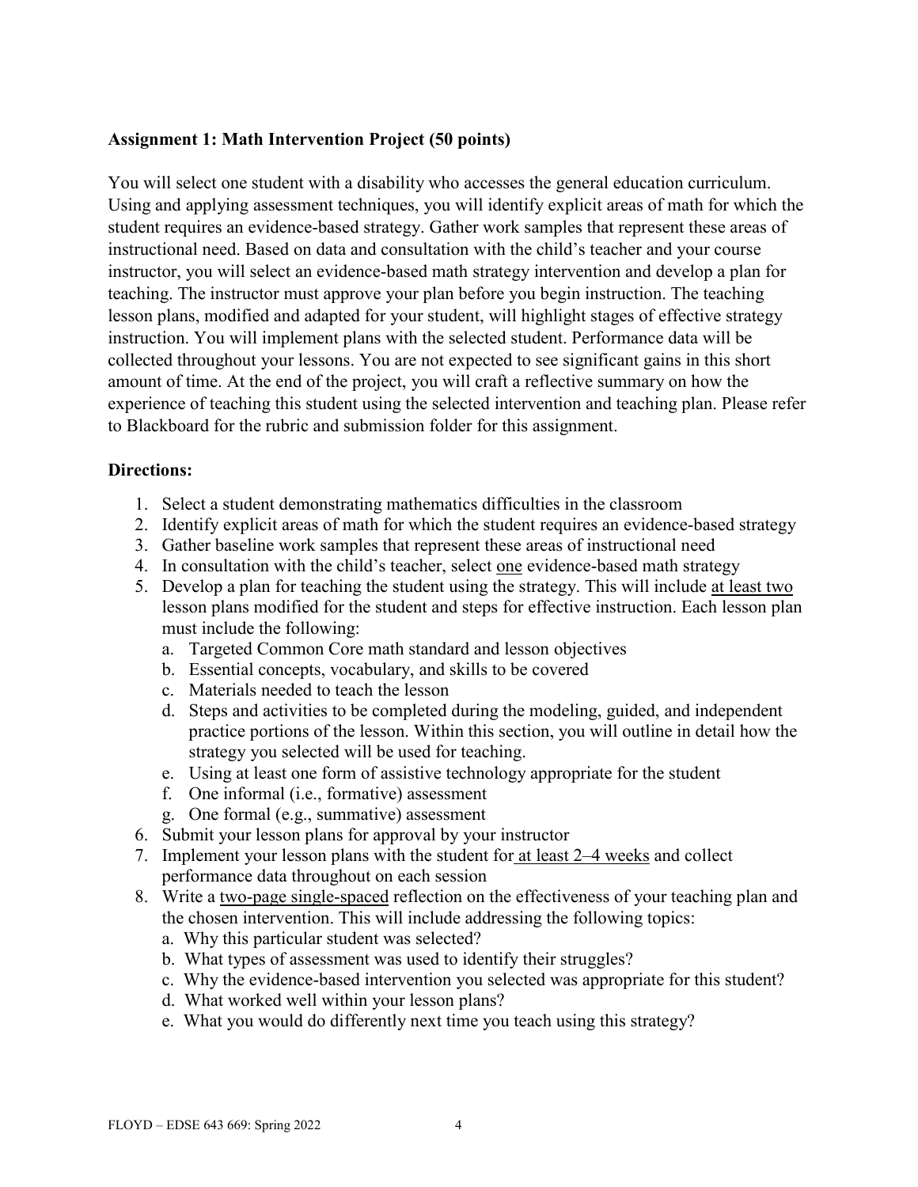**Assignment 1: Math Intervention Project (50 points)**

You will select one student with a disability who accesses the general education curriculum. Using and applying assessment techniques, you will identify explicit areas of math for which the student requires an evidence-based strategy. Gather work samples that represent these areas of instructional need. Based on data and consultation with the child's teacher and your course instructor, you will select an evidence-based math strategy intervention and develop a plan for teaching. The instructor must approve your plan before you begin instruction. The teaching lesson plans, modified and adapted for your student, will highlight stages of effective strategy instruction. You will implement plans with the selected student. Performance data will be collected throughout your lessons. You are not expected to see significant gains in this short amount of time. At the end of the project, you will craft a reflective summary on how the experience of teaching this student using the selected intervention and teaching plan. Please refer to Blackboard for the rubric and submission folder for this assignment.

**Directions:**

1. Select a student demonstrating mathematics difficulties in the classroom
2. Identify explicit areas of math for which the student requires an evidence-based strategy
3. Gather baseline work samples that represent these areas of instructional need
4. In consultation with the child's teacher, select <u>one</u> evidence-based math strategy
5. Develop a plan for teaching the student using the strategy. This will include <u>at least two</u> lesson plans modified for the student and steps for effective instruction. Each lesson plan must include the following:
   a. Targeted Common Core math standard and lesson objectives
   b. Essential concepts, vocabulary, and skills to be covered
   c. Materials needed to teach the lesson
   d. Steps and activities to be completed during the modeling, guided, and independent practice portions of the lesson. Within this section, you will outline in detail how the strategy you selected will be used for teaching.
   e. Using at least one form of assistive technology appropriate for the student
   f. One informal (i.e., formative) assessment
   g. One formal (e.g., summative) assessment
6. Submit your lesson plans for approval by your instructor
7. Implement your lesson plans with the student for <u>at least 2–4 weeks</u> and collect performance data throughout on each session
8. Write a <u>two-page single-spaced</u> reflection on the effectiveness of your teaching plan and the chosen intervention. This will include addressing the following topics:
   a. Why this particular student was selected?
   b. What types of assessment was used to identify their struggles?
   c. Why the evidence-based intervention you selected was appropriate for this student?
   d. What worked well within your lesson plans?
   e. What you would do differently next time you teach using this strategy?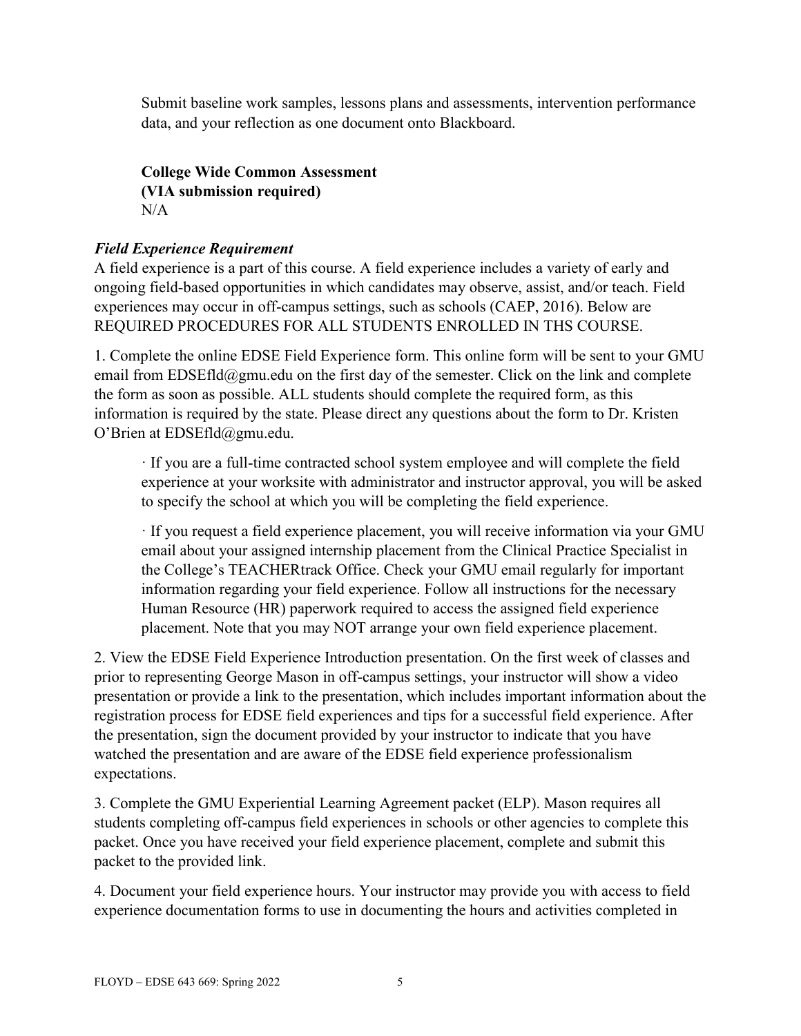Submit baseline work samples, lessons plans and assessments, intervention performance data, and your reflection as one document onto Blackboard.

**College Wide Common Assessment**
**(VIA submission required)**
N/A

***Field Experience Requirement***

A field experience is a part of this course. A field experience includes a variety of early and ongoing field-based opportunities in which candidates may observe, assist, and/or teach. Field experiences may occur in off-campus settings, such as schools (CAEP, 2016). Below are REQUIRED PROCEDURES FOR ALL STUDENTS ENROLLED IN THS COURSE.

1. Complete the online EDSE Field Experience form. This online form will be sent to your GMU email from EDSEfld@gmu.edu on the first day of the semester. Click on the link and complete the form as soon as possible. ALL students should complete the required form, as this information is required by the state. Please direct any questions about the form to Dr. Kristen O'Brien at EDSEfld@gmu.edu.

   · If you are a full-time contracted school system employee and will complete the field experience at your worksite with administrator and instructor approval, you will be asked to specify the school at which you will be completing the field experience.

   · If you request a field experience placement, you will receive information via your GMU email about your assigned internship placement from the Clinical Practice Specialist in the College's TEACHERtrack Office. Check your GMU email regularly for important information regarding your field experience. Follow all instructions for the necessary Human Resource (HR) paperwork required to access the assigned field experience placement. Note that you may NOT arrange your own field experience placement.

2. View the EDSE Field Experience Introduction presentation. On the first week of classes and prior to representing George Mason in off-campus settings, your instructor will show a video presentation or provide a link to the presentation, which includes important information about the registration process for EDSE field experiences and tips for a successful field experience. After the presentation, sign the document provided by your instructor to indicate that you have watched the presentation and are aware of the EDSE field experience professionalism expectations.

3. Complete the GMU Experiential Learning Agreement packet (ELP). Mason requires all students completing off-campus field experiences in schools or other agencies to complete this packet. Once you have received your field experience placement, complete and submit this packet to the provided link.

4. Document your field experience hours. Your instructor may provide you with access to field experience documentation forms to use in documenting the hours and activities completed in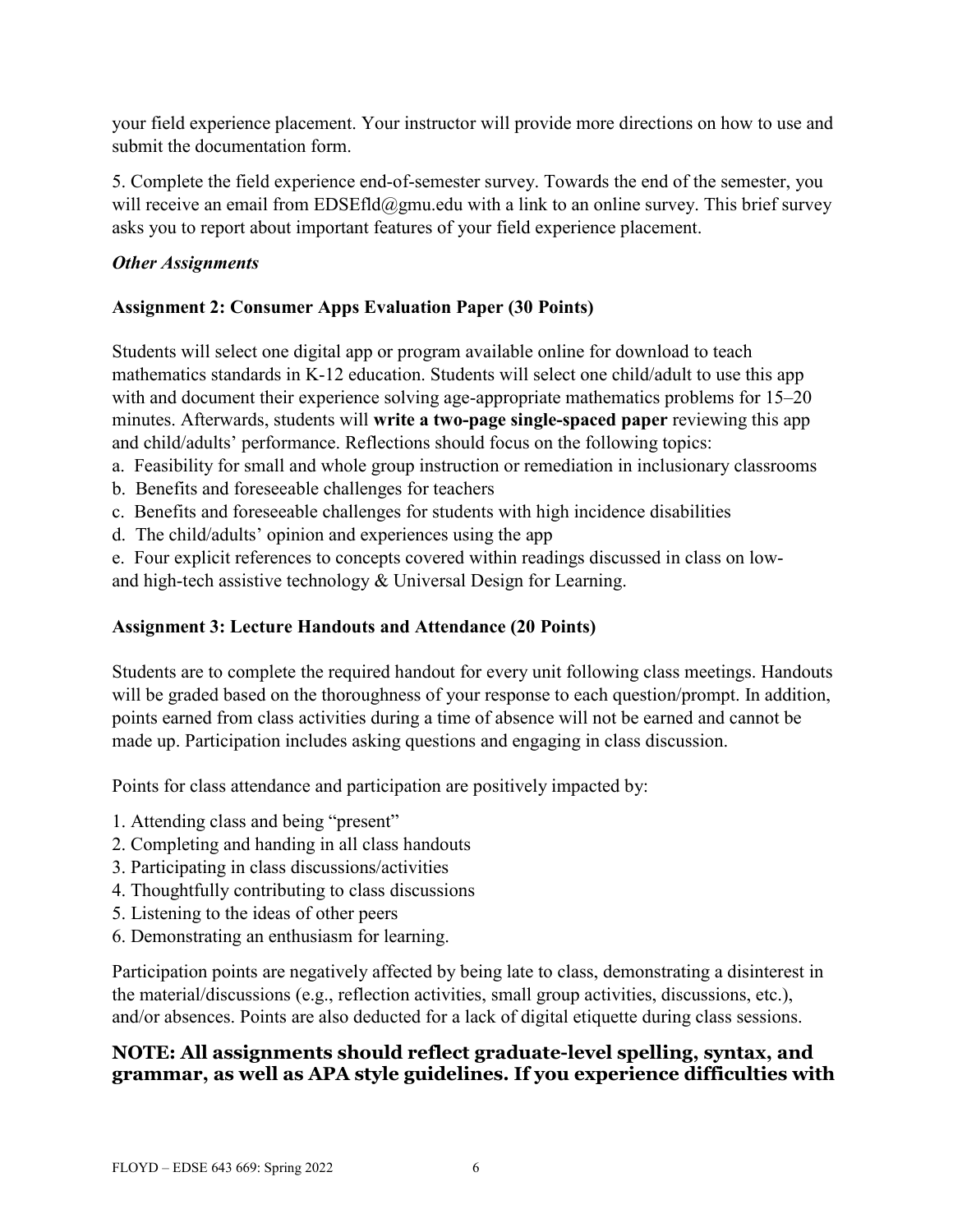your field experience placement. Your instructor will provide more directions on how to use and submit the documentation form.

5. Complete the field experience end-of-semester survey. Towards the end of the semester, you will receive an email from EDSEfld@gmu.edu with a link to an online survey. This brief survey asks you to report about important features of your field experience placement.

***Other Assignments***

**Assignment 2: Consumer Apps Evaluation Paper (30 Points)**

Students will select one digital app or program available online for download to teach mathematics standards in K-12 education. Students will select one child/adult to use this app with and document their experience solving age-appropriate mathematics problems for 15–20 minutes. Afterwards, students will **write a two-page single-spaced paper** reviewing this app and child/adults' performance. Reflections should focus on the following topics:

a. Feasibility for small and whole group instruction or remediation in inclusionary classrooms
b. Benefits and foreseeable challenges for teachers
c. Benefits and foreseeable challenges for students with high incidence disabilities
d. The child/adults' opinion and experiences using the app
e. Four explicit references to concepts covered within readings discussed in class on low- and high-tech assistive technology & Universal Design for Learning.

**Assignment 3: Lecture Handouts and Attendance (20 Points)**

Students are to complete the required handout for every unit following class meetings. Handouts will be graded based on the thoroughness of your response to each question/prompt. In addition, points earned from class activities during a time of absence will not be earned and cannot be made up. Participation includes asking questions and engaging in class discussion.

Points for class attendance and participation are positively impacted by:

1. Attending class and being "present"
2. Completing and handing in all class handouts
3. Participating in class discussions/activities
4. Thoughtfully contributing to class discussions
5. Listening to the ideas of other peers
6. Demonstrating an enthusiasm for learning.

Participation points are negatively affected by being late to class, demonstrating a disinterest in the material/discussions (e.g., reflection activities, small group activities, discussions, etc.), and/or absences. Points are also deducted for a lack of digital etiquette during class sessions.

**NOTE: All assignments should reflect graduate-level spelling, syntax, and grammar, as well as APA style guidelines. If you experience difficulties with**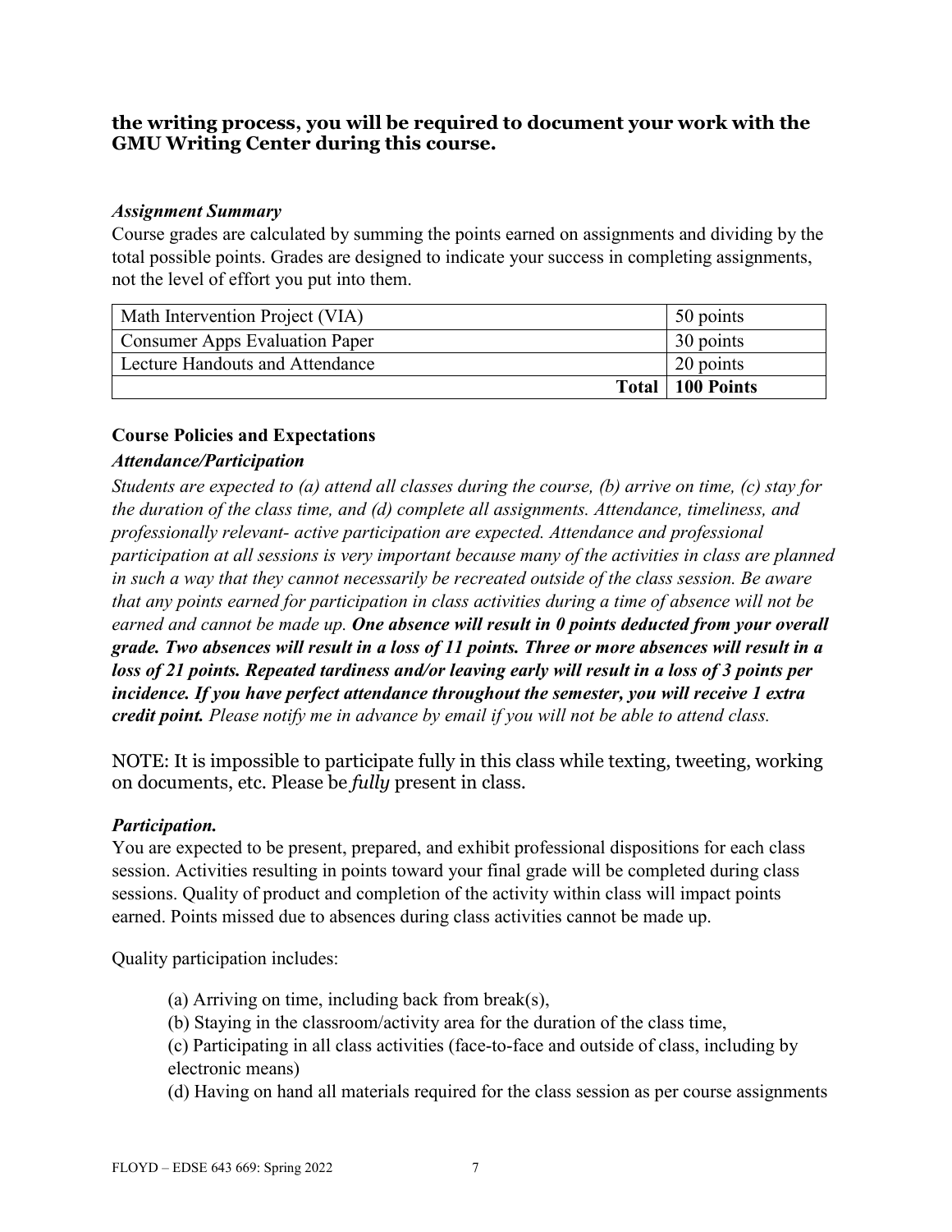**the writing process, you will be required to document your work with the GMU Writing Center during this course.**

***Assignment Summary***

Course grades are calculated by summing the points earned on assignments and dividing by the total possible points. Grades are designed to indicate your success in completing assignments, not the level of effort you put into them.

| | |
|---|---|
| Math Intervention Project (VIA) | 50 points |
| Consumer Apps Evaluation Paper | 30 points |
| Lecture Handouts and Attendance | 20 points |
| **Total** | **100 Points** |

**Course Policies and Expectations**

***Attendance/Participation***

*Students are expected to (a) attend all classes during the course, (b) arrive on time, (c) stay for the duration of the class time, and (d) complete all assignments. Attendance, timeliness, and professionally relevant- active participation are expected. Attendance and professional participation at all sessions is very important because many of the activities in class are planned in such a way that they cannot necessarily be recreated outside of the class session. Be aware that any points earned for participation in class activities during a time of absence will not be earned and cannot be made up.* ***One absence will result in 0 points deducted from your overall grade. Two absences will result in a loss of 11 points. Three or more absences will result in a loss of 21 points. Repeated tardiness and/or leaving early will result in a loss of 3 points per incidence. If you have perfect attendance throughout the semester, you will receive 1 extra credit point.*** *Please notify me in advance by email if you will not be able to attend class.*

NOTE: It is impossible to participate fully in this class while texting, tweeting, working on documents, etc. Please be *fully* present in class.

***Participation.***

You are expected to be present, prepared, and exhibit professional dispositions for each class session. Activities resulting in points toward your final grade will be completed during class sessions. Quality of product and completion of the activity within class will impact points earned. Points missed due to absences during class activities cannot be made up.

Quality participation includes:

(a) Arriving on time, including back from break(s),

(b) Staying in the classroom/activity area for the duration of the class time,

(c) Participating in all class activities (face-to-face and outside of class, including by electronic means)

(d) Having on hand all materials required for the class session as per course assignments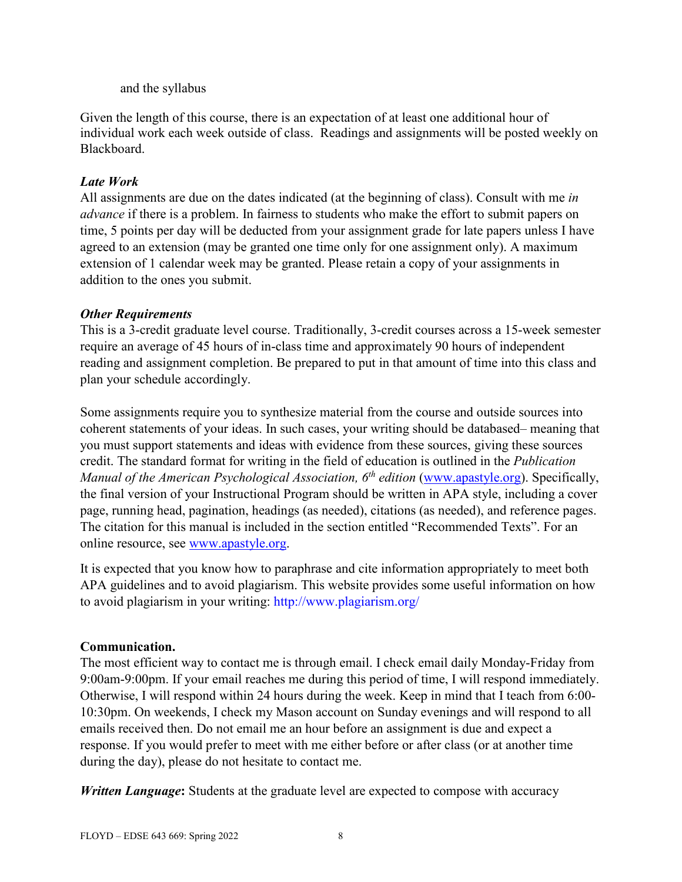and the syllabus

Given the length of this course, there is an expectation of at least one additional hour of individual work each week outside of class. Readings and assignments will be posted weekly on Blackboard.

***Late Work***

All assignments are due on the dates indicated (at the beginning of class). Consult with me *in advance* if there is a problem. In fairness to students who make the effort to submit papers on time, 5 points per day will be deducted from your assignment grade for late papers unless I have agreed to an extension (may be granted one time only for one assignment only). A maximum extension of 1 calendar week may be granted. Please retain a copy of your assignments in addition to the ones you submit.

***Other Requirements***

This is a 3-credit graduate level course. Traditionally, 3-credit courses across a 15-week semester require an average of 45 hours of in-class time and approximately 90 hours of independent reading and assignment completion. Be prepared to put in that amount of time into this class and plan your schedule accordingly.

Some assignments require you to synthesize material from the course and outside sources into coherent statements of your ideas. In such cases, your writing should be databased– meaning that you must support statements and ideas with evidence from these sources, giving these sources credit. The standard format for writing in the field of education is outlined in the *Publication Manual of the American Psychological Association, 6th edition* (www.apastyle.org). Specifically, the final version of your Instructional Program should be written in APA style, including a cover page, running head, pagination, headings (as needed), citations (as needed), and reference pages. The citation for this manual is included in the section entitled "Recommended Texts". For an online resource, see www.apastyle.org.

It is expected that you know how to paraphrase and cite information appropriately to meet both APA guidelines and to avoid plagiarism. This website provides some useful information on how to avoid plagiarism in your writing: http://www.plagiarism.org/

**Communication.**

The most efficient way to contact me is through email. I check email daily Monday-Friday from 9:00am-9:00pm. If your email reaches me during this period of time, I will respond immediately. Otherwise, I will respond within 24 hours during the week. Keep in mind that I teach from 6:00-10:30pm. On weekends, I check my Mason account on Sunday evenings and will respond to all emails received then. Do not email me an hour before an assignment is due and expect a response. If you would prefer to meet with me either before or after class (or at another time during the day), please do not hesitate to contact me.

***Written Language*****:** Students at the graduate level are expected to compose with accuracy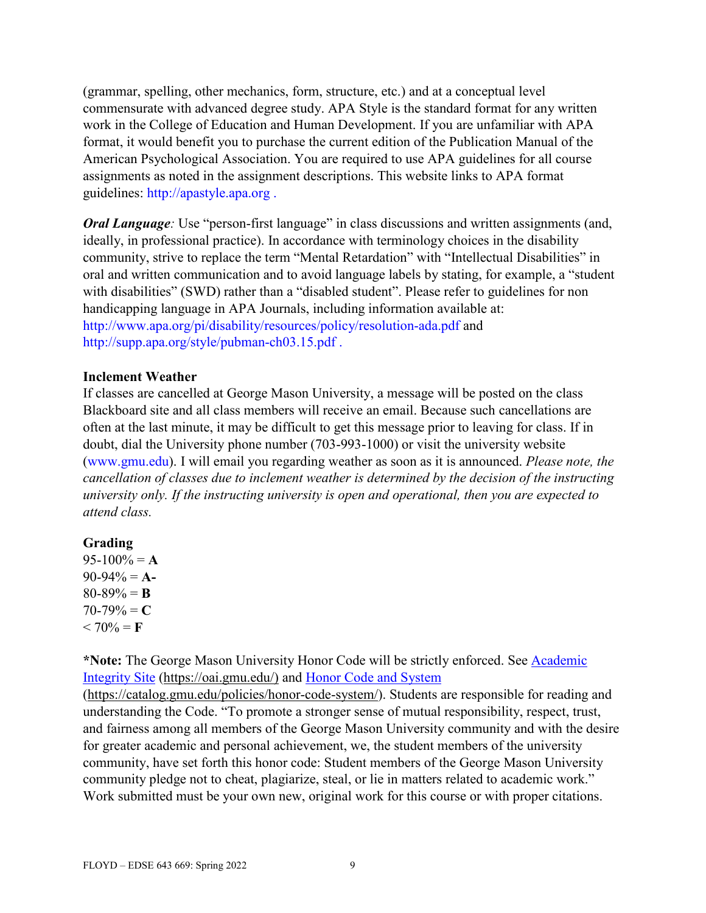(grammar, spelling, other mechanics, form, structure, etc.) and at a conceptual level commensurate with advanced degree study. APA Style is the standard format for any written work in the College of Education and Human Development. If you are unfamiliar with APA format, it would benefit you to purchase the current edition of the Publication Manual of the American Psychological Association. You are required to use APA guidelines for all course assignments as noted in the assignment descriptions. This website links to APA format guidelines: http://apastyle.apa.org .

***Oral Language****:* Use "person-first language" in class discussions and written assignments (and, ideally, in professional practice). In accordance with terminology choices in the disability community, strive to replace the term "Mental Retardation" with "Intellectual Disabilities" in oral and written communication and to avoid language labels by stating, for example, a "student with disabilities" (SWD) rather than a "disabled student". Please refer to guidelines for non handicapping language in APA Journals, including information available at: http://www.apa.org/pi/disability/resources/policy/resolution-ada.pdf and http://supp.apa.org/style/pubman-ch03.15.pdf .

**Inclement Weather**

If classes are cancelled at George Mason University, a message will be posted on the class Blackboard site and all class members will receive an email. Because such cancellations are often at the last minute, it may be difficult to get this message prior to leaving for class. If in doubt, dial the University phone number (703-993-1000) or visit the university website (www.gmu.edu). I will email you regarding weather as soon as it is announced. *Please note, the cancellation of classes due to inclement weather is determined by the decision of the instructing university only. If the instructing university is open and operational, then you are expected to attend class.*

**Grading**

95-100% = **A**
90-94% = **A-**
80-89% = **B**
70-79% = **C**
< 70% = **F**

***Note:** The George Mason University Honor Code will be strictly enforced. See Academic Integrity Site (https://oai.gmu.edu/) and Honor Code and System (https://catalog.gmu.edu/policies/honor-code-system/). Students are responsible for reading and understanding the Code. "To promote a stronger sense of mutual responsibility, respect, trust, and fairness among all members of the George Mason University community and with the desire for greater academic and personal achievement, we, the student members of the university community, have set forth this honor code: Student members of the George Mason University community pledge not to cheat, plagiarize, steal, or lie in matters related to academic work." Work submitted must be your own new, original work for this course or with proper citations.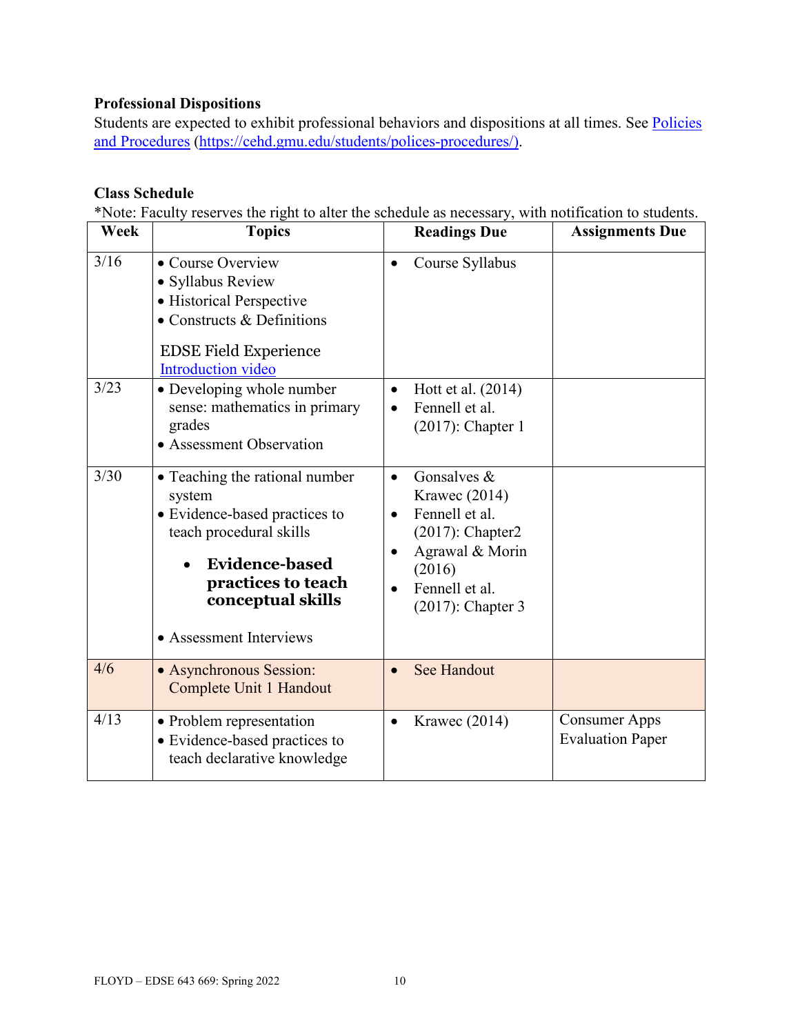**Professional Dispositions**

Students are expected to exhibit professional behaviors and dispositions at all times. See [Policies and Procedures](https://cehd.gmu.edu/students/polices-procedures/) (https://cehd.gmu.edu/students/polices-procedures/).

**Class Schedule**

*Note: Faculty reserves the right to alter the schedule as necessary, with notification to students.

| Week | Topics | Readings Due | Assignments Due |
|---|---|---|---|
| 3/16 | • Course Overview<br>• Syllabus Review<br>• Historical Perspective<br>• Constructs & Definitions<br><br>EDSE Field Experience [Introduction video]() | • Course Syllabus | |
| 3/23 | • Developing whole number sense: mathematics in primary grades<br>• Assessment Observation | • Hott et al. (2014)<br>• Fennell et al. (2017): Chapter 1 | |
| 3/30 | • Teaching the rational number system<br>• Evidence-based practices to teach procedural skills<br>• **Evidence-based practices to teach conceptual skills**<br>• Assessment Interviews | • Gonsalves & Krawec (2014)<br>• Fennell et al. (2017): Chapter2<br>• Agrawal & Morin (2016)<br>• Fennell et al. (2017): Chapter 3 | |
| 4/6 | • Asynchronous Session: Complete Unit 1 Handout | • See Handout | |
| 4/13 | • Problem representation<br>• Evidence-based practices to teach declarative knowledge | • Krawec (2014) | Consumer Apps Evaluation Paper |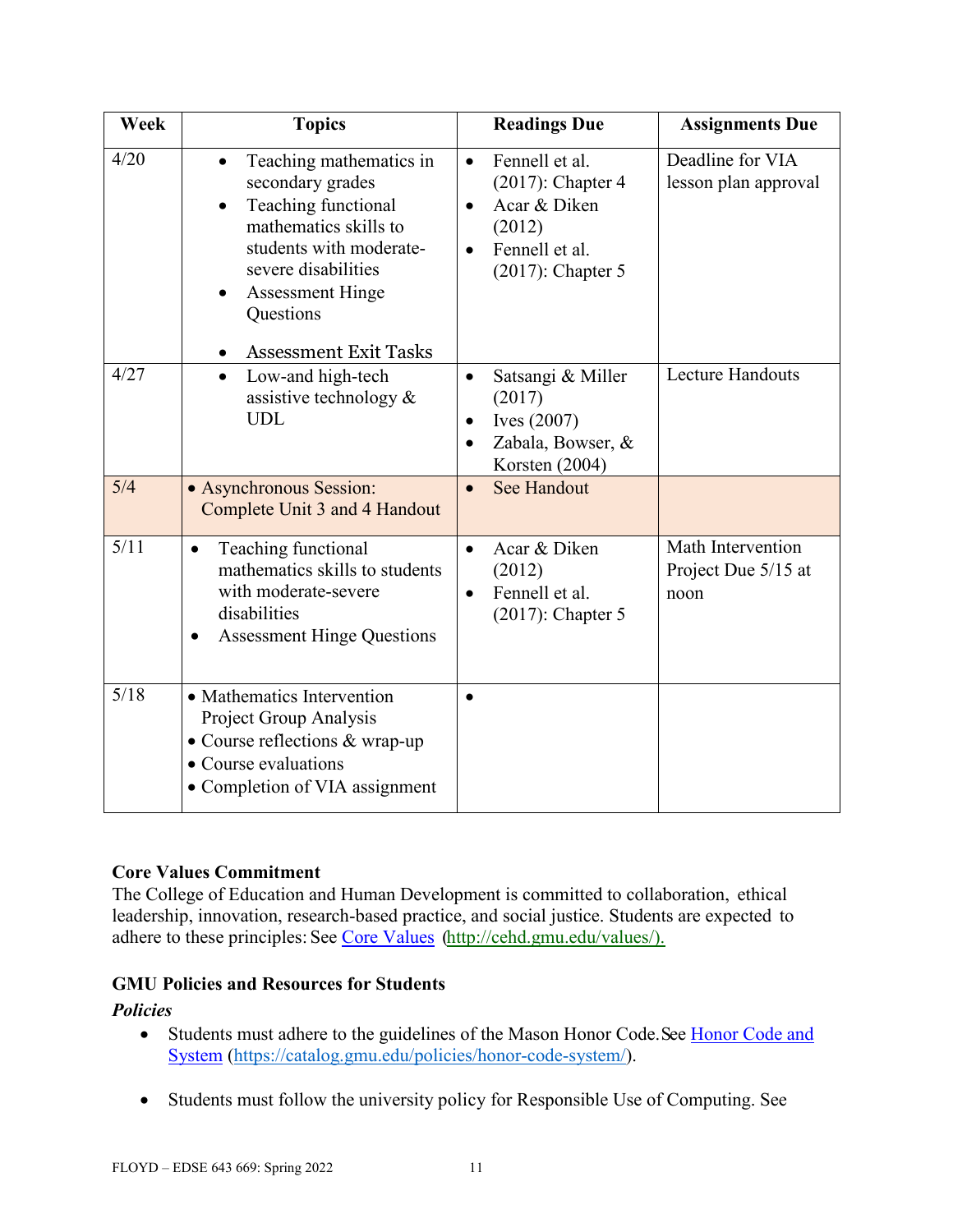| Week | Topics | Readings Due | Assignments Due |
|---|---|---|---|
| 4/20 | • Teaching mathematics in secondary grades<br>• Teaching functional mathematics skills to students with moderate-severe disabilities<br>• Assessment Hinge Questions<br>• Assessment Exit Tasks | • Fennell et al. (2017): Chapter 4<br>• Acar & Diken (2012)<br>• Fennell et al. (2017): Chapter 5 | Deadline for VIA lesson plan approval |
| 4/27 | • Low-and high-tech assistive technology & UDL | • Satsangi & Miller (2017)<br>• Ives (2007)<br>• Zabala, Bowser, & Korsten (2004) | Lecture Handouts |
| 5/4 | • Asynchronous Session: Complete Unit 3 and 4 Handout | • See Handout | |
| 5/11 | • Teaching functional mathematics skills to students with moderate-severe disabilities<br>• Assessment Hinge Questions | • Acar & Diken (2012)<br>• Fennell et al. (2017): Chapter 5 | Math Intervention Project Due 5/15 at noon |
| 5/18 | • Mathematics Intervention Project Group Analysis<br>• Course reflections & wrap-up<br>• Course evaluations<br>• Completion of VIA assignment | • | |

### Core Values Commitment

The College of Education and Human Development is committed to collaboration, ethical leadership, innovation, research-based practice, and social justice. Students are expected to adhere to these principles: See Core Values (http://cehd.gmu.edu/values/).

### GMU Policies and Resources for Students

***Policies***

- Students must adhere to the guidelines of the Mason Honor Code. See Honor Code and System (https://catalog.gmu.edu/policies/honor-code-system/).

- Students must follow the university policy for Responsible Use of Computing. See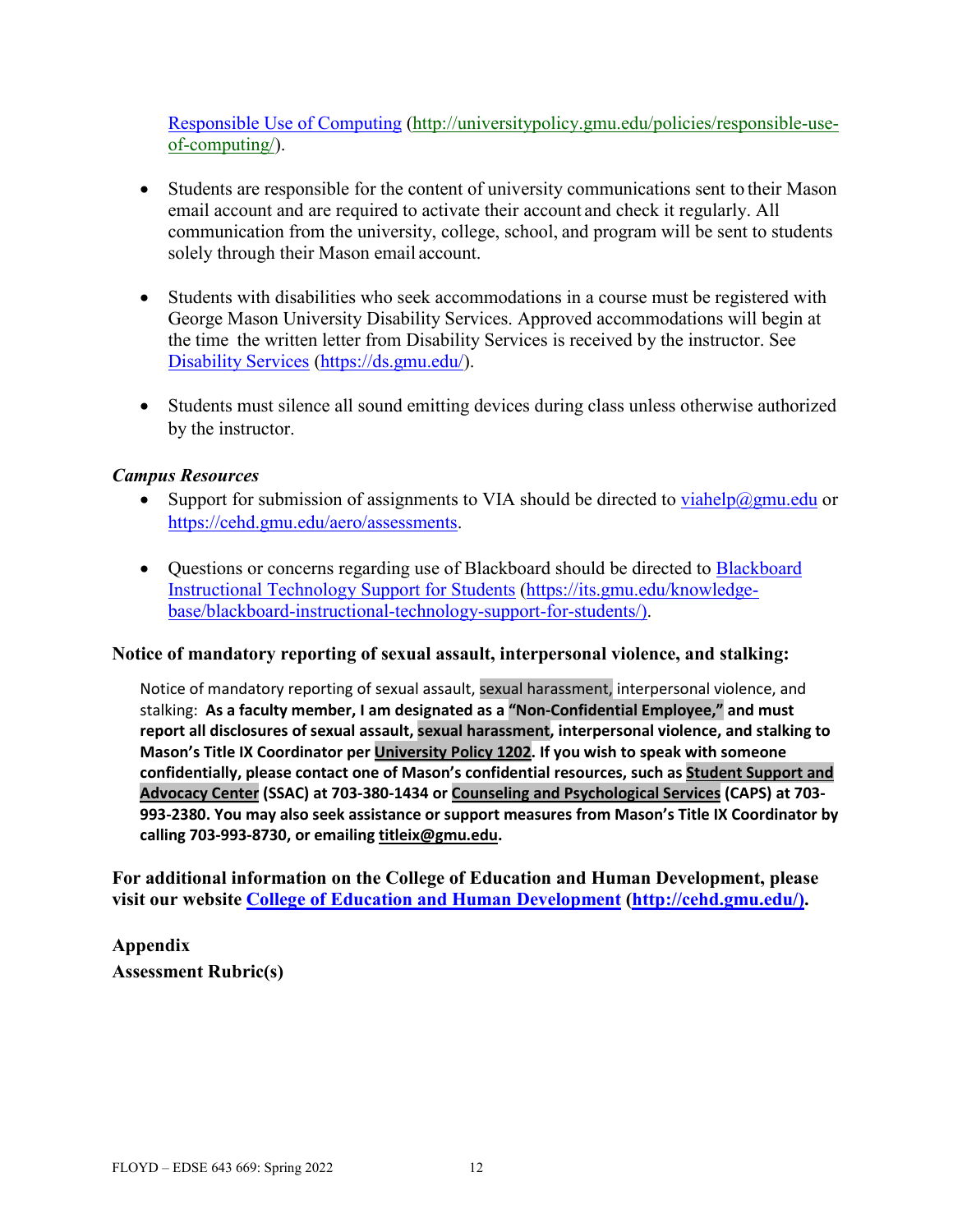[Responsible Use of Computing](http://universitypolicy.gmu.edu/policies/responsible-use-of-computing/) (http://universitypolicy.gmu.edu/policies/responsible-use-of-computing/).

- Students are responsible for the content of university communications sent to their Mason email account and are required to activate their account and check it regularly. All communication from the university, college, school, and program will be sent to students solely through their Mason email account.

- Students with disabilities who seek accommodations in a course must be registered with George Mason University Disability Services. Approved accommodations will begin at the time the written letter from Disability Services is received by the instructor. See [Disability Services](https://ds.gmu.edu/) (https://ds.gmu.edu/).

- Students must silence all sound emitting devices during class unless otherwise authorized by the instructor.

***Campus Resources***

- Support for submission of assignments to VIA should be directed to viahelp@gmu.edu or https://cehd.gmu.edu/aero/assessments.

- Questions or concerns regarding use of Blackboard should be directed to [Blackboard Instructional Technology Support for Students](https://its.gmu.edu/knowledge-base/blackboard-instructional-technology-support-for-students/) (https://its.gmu.edu/knowledge-base/blackboard-instructional-technology-support-for-students/).

**Notice of mandatory reporting of sexual assault, interpersonal violence, and stalking:**

Notice of mandatory reporting of sexual assault, sexual harassment, interpersonal violence, and stalking: **As a faculty member, I am designated as a "Non-Confidential Employee," and must report all disclosures of sexual assault, sexual harassment, interpersonal violence, and stalking to Mason's Title IX Coordinator per University Policy 1202. If you wish to speak with someone confidentially, please contact one of Mason's confidential resources, such as Student Support and Advocacy Center (SSAC) at 703-380-1434 or Counseling and Psychological Services (CAPS) at 703-993-2380. You may also seek assistance or support measures from Mason's Title IX Coordinator by calling 703-993-8730, or emailing titleix@gmu.edu.**

**For additional information on the College of Education and Human Development, please visit our website [College of Education and Human Development](http://cehd.gmu.edu/) (http://cehd.gmu.edu/).**

**Appendix**

**Assessment Rubric(s)**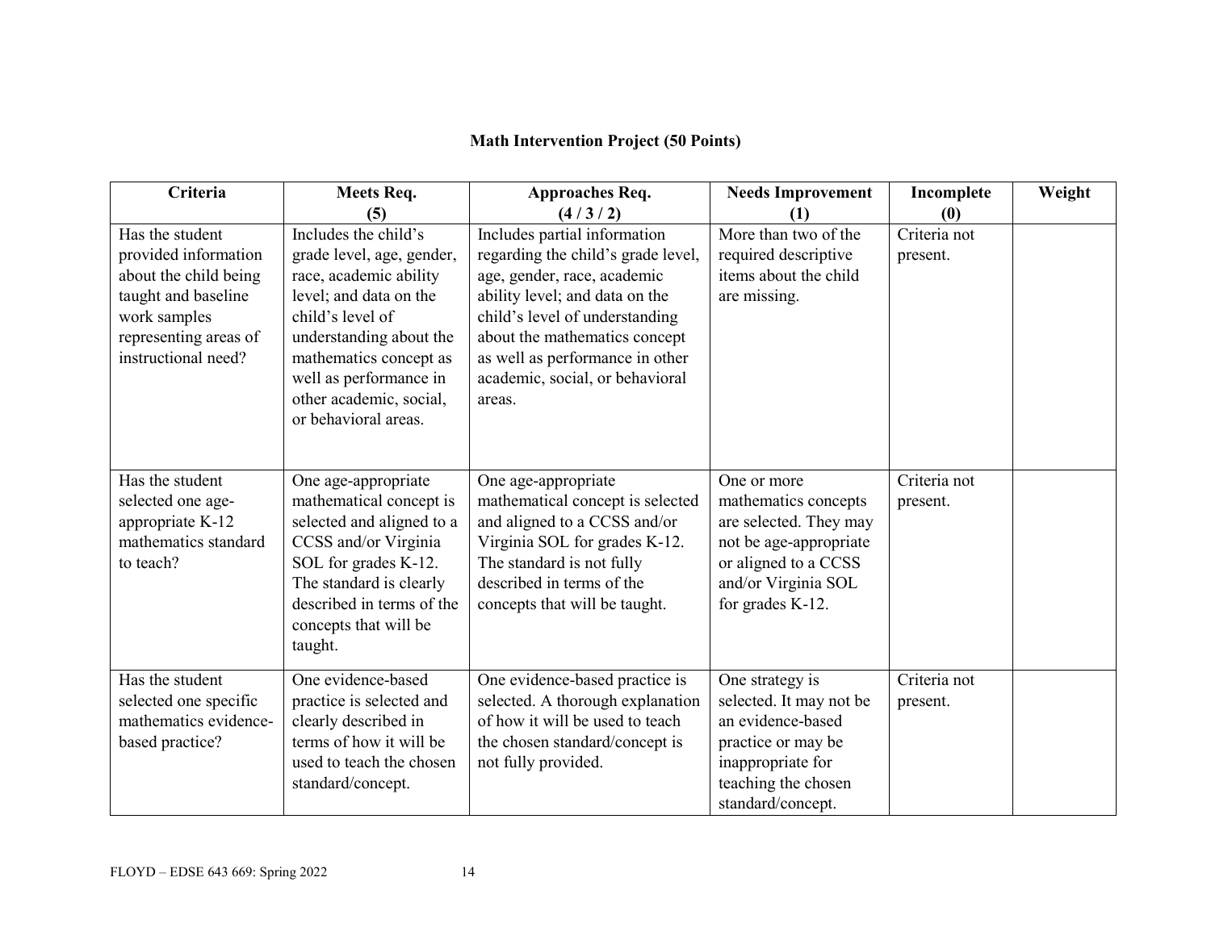**Math Intervention Project (50 Points)**

| Criteria | Meets Req. (5) | Approaches Req. (4 / 3 / 2) | Needs Improvement (1) | Incomplete (0) | Weight |
|---|---|---|---|---|---|
| Has the student provided information about the child being taught and baseline work samples representing areas of instructional need? | Includes the child's grade level, age, gender, race, academic ability level; and data on the child's level of understanding about the mathematics concept as well as performance in other academic, social, or behavioral areas. | Includes partial information regarding the child's grade level, age, gender, race, academic ability level; and data on the child's level of understanding about the mathematics concept as well as performance in other academic, social, or behavioral areas. | More than two of the required descriptive items about the child are missing. | Criteria not present. | |
| Has the student selected one age-appropriate K-12 mathematics standard to teach? | One age-appropriate mathematical concept is selected and aligned to a CCSS and/or Virginia SOL for grades K-12. The standard is clearly described in terms of the concepts that will be taught. | One age-appropriate mathematical concept is selected and aligned to a CCSS and/or Virginia SOL for grades K-12. The standard is not fully described in terms of the concepts that will be taught. | One or more mathematics concepts are selected. They may not be age-appropriate or aligned to a CCSS and/or Virginia SOL for grades K-12. | Criteria not present. | |
| Has the student selected one specific mathematics evidence-based practice? | One evidence-based practice is selected and clearly described in terms of how it will be used to teach the chosen standard/concept. | One evidence-based practice is selected. A thorough explanation of how it will be used to teach the chosen standard/concept is not fully provided. | One strategy is selected. It may not be an evidence-based practice or may be inappropriate for teaching the chosen standard/concept. | Criteria not present. | |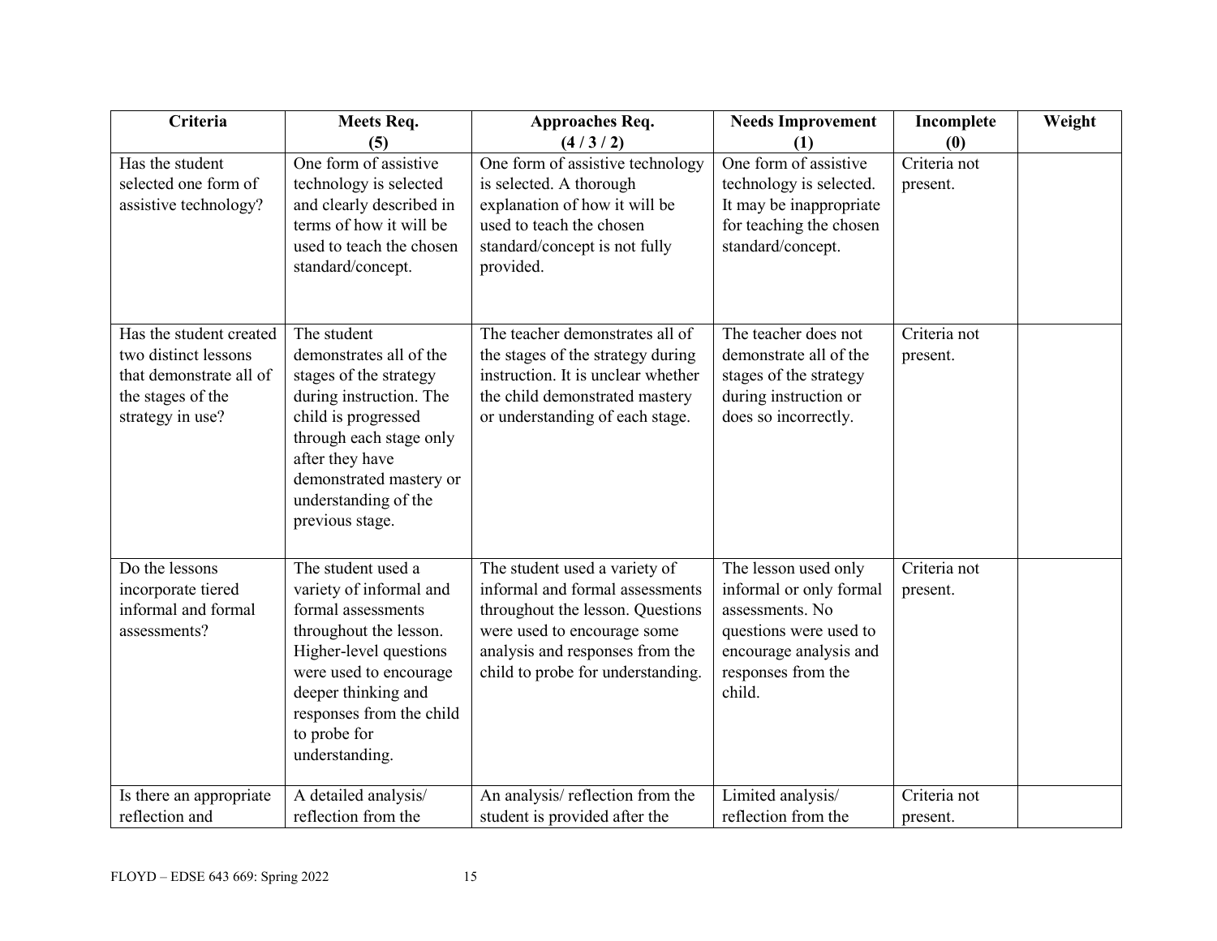| Criteria | Meets Req. (5) | Approaches Req. (4 / 3 / 2) | Needs Improvement (1) | Incomplete (0) | Weight |
|---|---|---|---|---|---|
| Has the student selected one form of assistive technology? | One form of assistive technology is selected and clearly described in terms of how it will be used to teach the chosen standard/concept. | One form of assistive technology is selected. A thorough explanation of how it will be used to teach the chosen standard/concept is not fully provided. | One form of assistive technology is selected. It may be inappropriate for teaching the chosen standard/concept. | Criteria not present. | |
| Has the student created two distinct lessons that demonstrate all of the stages of the strategy in use? | The student demonstrates all of the stages of the strategy during instruction. The child is progressed through each stage only after they have demonstrated mastery or understanding of the previous stage. | The teacher demonstrates all of the stages of the strategy during instruction. It is unclear whether the child demonstrated mastery or understanding of each stage. | The teacher does not demonstrate all of the stages of the strategy during instruction or does so incorrectly. | Criteria not present. | |
| Do the lessons incorporate tiered informal and formal assessments? | The student used a variety of informal and formal assessments throughout the lesson. Higher-level questions were used to encourage deeper thinking and responses from the child to probe for understanding. | The student used a variety of informal and formal assessments throughout the lesson. Questions were used to encourage some analysis and responses from the child to probe for understanding. | The lesson used only informal or only formal assessments. No questions were used to encourage analysis and responses from the child. | Criteria not present. | |
| Is there an appropriate reflection and | A detailed analysis/ reflection from the | An analysis/ reflection from the student is provided after the | Limited analysis/ reflection from the | Criteria not present. | |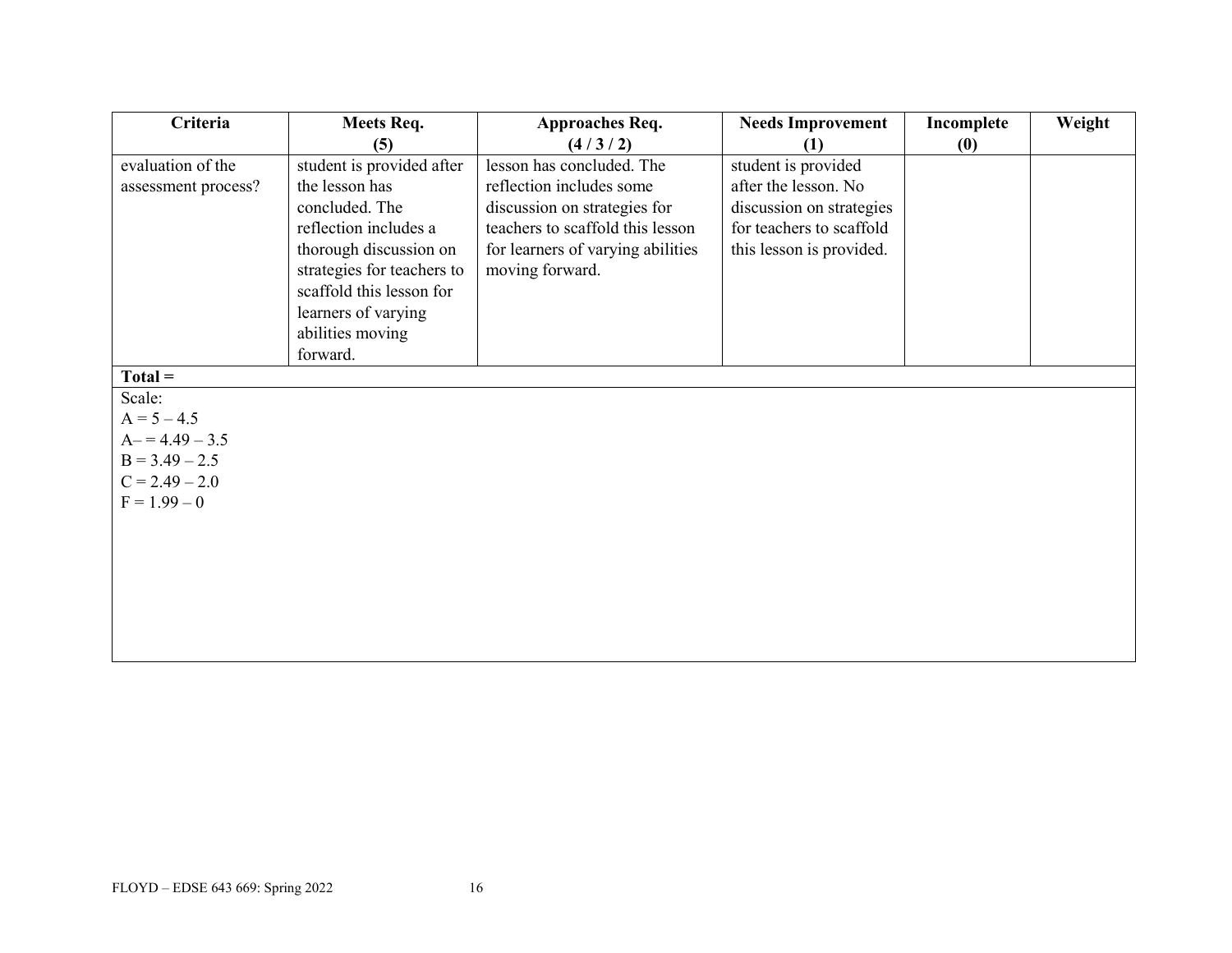| Criteria | Meets Req. (5) | Approaches Req. (4 / 3 / 2) | Needs Improvement (1) | Incomplete (0) | Weight |
|---|---|---|---|---|---|
| evaluation of the assessment process? | student is provided after the lesson has concluded. The reflection includes a thorough discussion on strategies for teachers to scaffold this lesson for learners of varying abilities moving forward. | lesson has concluded. The reflection includes some discussion on strategies for teachers to scaffold this lesson for learners of varying abilities moving forward. | student is provided after the lesson. No discussion on strategies for teachers to scaffold this lesson is provided. | | |
| **Total =** | | | | | |

Scale:
A = 5 – 4.5
A– = 4.49 – 3.5
B = 3.49 – 2.5
C = 2.49 – 2.0
F = 1.99 – 0